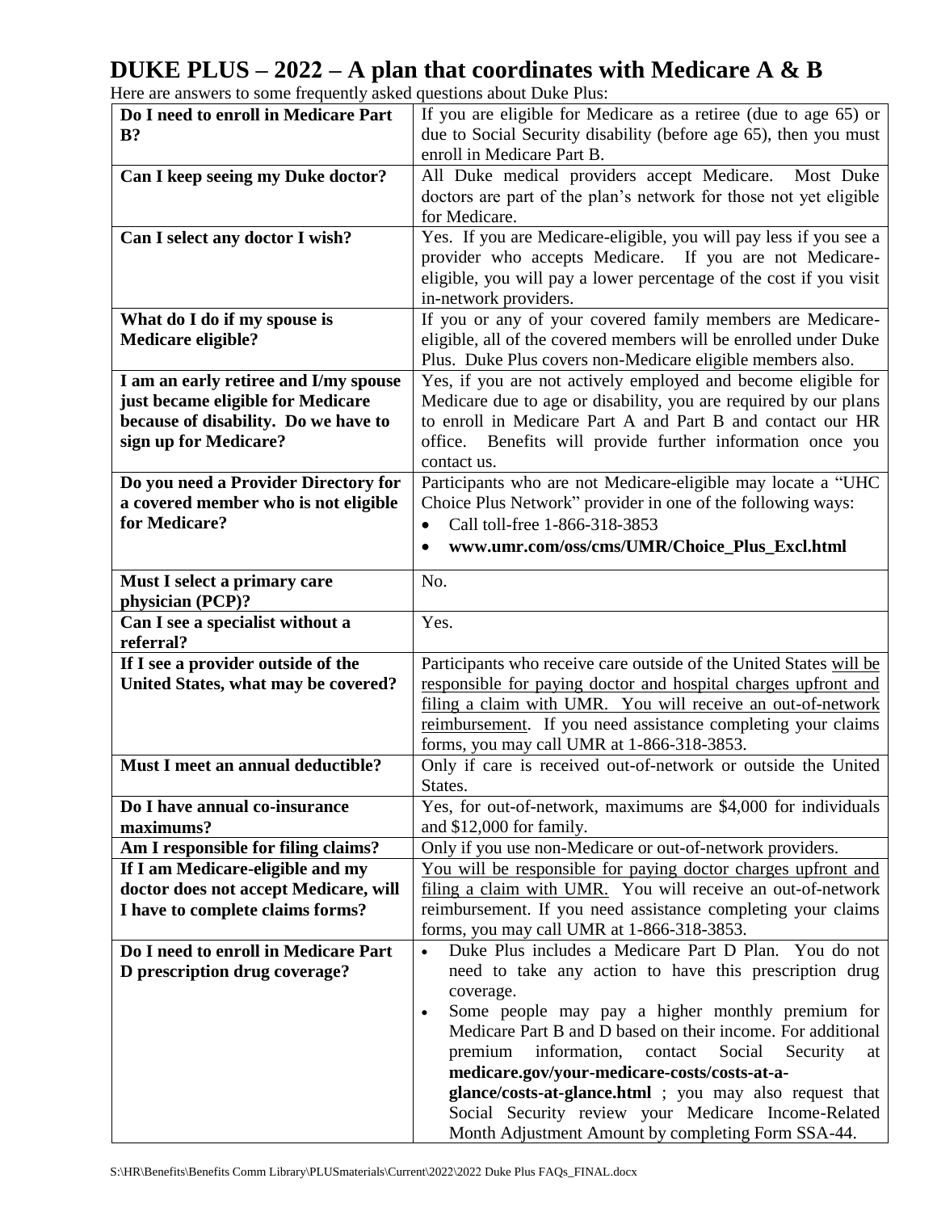# DUKE PLUS – 2022 – A plan that coordinates with Medicare A & B

Here are answers to some frequently asked questions about Duke Plus:

| **Do I need to enroll in Medicare Part B?** | If you are eligible for Medicare as a retiree (due to age 65) or due to Social Security disability (before age 65), then you must enroll in Medicare Part B. |
|---|---|
| **Can I keep seeing my Duke doctor?** | All Duke medical providers accept Medicare. Most Duke doctors are part of the plan's network for those not yet eligible for Medicare. |
| **Can I select any doctor I wish?** | Yes. If you are Medicare-eligible, you will pay less if you see a provider who accepts Medicare. If you are not Medicare-eligible, you will pay a lower percentage of the cost if you visit in-network providers. |
| **What do I do if my spouse is Medicare eligible?** | If you or any of your covered family members are Medicare-eligible, all of the covered members will be enrolled under Duke Plus. Duke Plus covers non-Medicare eligible members also. |
| **I am an early retiree and I/my spouse just became eligible for Medicare because of disability. Do we have to sign up for Medicare?** | Yes, if you are not actively employed and become eligible for Medicare due to age or disability, you are required by our plans to enroll in Medicare Part A and Part B and contact our HR office. Benefits will provide further information once you contact us. |
| **Do you need a Provider Directory for a covered member who is not eligible for Medicare?** | Participants who are not Medicare-eligible may locate a "UHC Choice Plus Network" provider in one of the following ways:<br>• Call toll-free 1-866-318-3853<br>• **www.umr.com/oss/cms/UMR/Choice_Plus_Excl.html** |
| **Must I select a primary care physician (PCP)?** | No. |
| **Can I see a specialist without a referral?** | Yes. |
| **If I see a provider outside of the United States, what may be covered?** | Participants who receive care outside of the United States <u>will be responsible for paying doctor and hospital charges upfront and filing a claim with UMR. You will receive an out-of-network reimbursement</u>. If you need assistance completing your claims forms, you may call UMR at 1-866-318-3853. |
| **Must I meet an annual deductible?** | Only if care is received out-of-network or outside the United States. |
| **Do I have annual co-insurance maximums?** | Yes, for out-of-network, maximums are $4,000 for individuals and $12,000 for family. |
| **Am I responsible for filing claims?** | Only if you use non-Medicare or out-of-network providers. |
| **If I am Medicare-eligible and my doctor does not accept Medicare, will I have to complete claims forms?** | <u>You will be responsible for paying doctor charges upfront and filing a claim with UMR.</u> You will receive an out-of-network reimbursement. If you need assistance completing your claims forms, you may call UMR at 1-866-318-3853. |
| **Do I need to enroll in Medicare Part D prescription drug coverage?** | • Duke Plus includes a Medicare Part D Plan. You do not need to take any action to have this prescription drug coverage.<br>• Some people may pay a higher monthly premium for Medicare Part B and D based on their income. For additional premium information, contact Social Security at **medicare.gov/your-medicare-costs/costs-at-a-glance/costs-at-glance.html** ; you may also request that Social Security review your Medicare Income-Related Month Adjustment Amount by completing Form SSA-44. |

S:\HR\Benefits\Benefits Comm Library\PLUSmaterials\Current\2022\2022 Duke Plus FAQs_FINAL.docx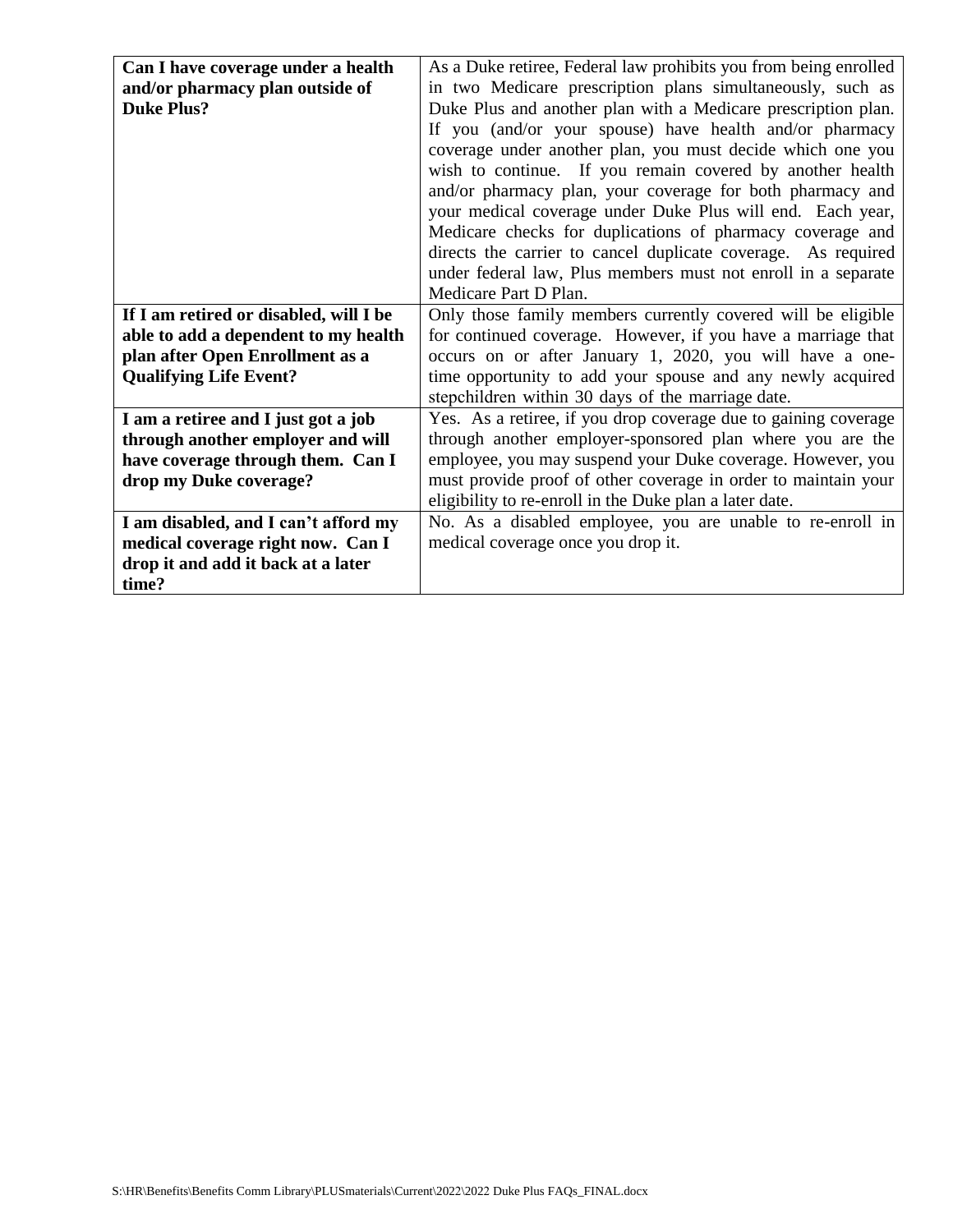| **Can I have coverage under a health and/or pharmacy plan outside of Duke Plus?** | As a Duke retiree, Federal law prohibits you from being enrolled in two Medicare prescription plans simultaneously, such as Duke Plus and another plan with a Medicare prescription plan. If you (and/or your spouse) have health and/or pharmacy coverage under another plan, you must decide which one you wish to continue. If you remain covered by another health and/or pharmacy plan, your coverage for both pharmacy and your medical coverage under Duke Plus will end. Each year, Medicare checks for duplications of pharmacy coverage and directs the carrier to cancel duplicate coverage. As required under federal law, Plus members must not enroll in a separate Medicare Part D Plan. |
|---|---|
| **If I am retired or disabled, will I be able to add a dependent to my health plan after Open Enrollment as a Qualifying Life Event?** | Only those family members currently covered will be eligible for continued coverage. However, if you have a marriage that occurs on or after January 1, 2020, you will have a one-time opportunity to add your spouse and any newly acquired stepchildren within 30 days of the marriage date. |
| **I am a retiree and I just got a job through another employer and will have coverage through them. Can I drop my Duke coverage?** | Yes. As a retiree, if you drop coverage due to gaining coverage through another employer-sponsored plan where you are the employee, you may suspend your Duke coverage. However, you must provide proof of other coverage in order to maintain your eligibility to re-enroll in the Duke plan a later date. |
| **I am disabled, and I can't afford my medical coverage right now. Can I drop it and add it back at a later time?** | No. As a disabled employee, you are unable to re-enroll in medical coverage once you drop it. |

S:\HR\Benefits\Benefits Comm Library\PLUSmaterials\Current\2022\2022 Duke Plus FAQs_FINAL.docx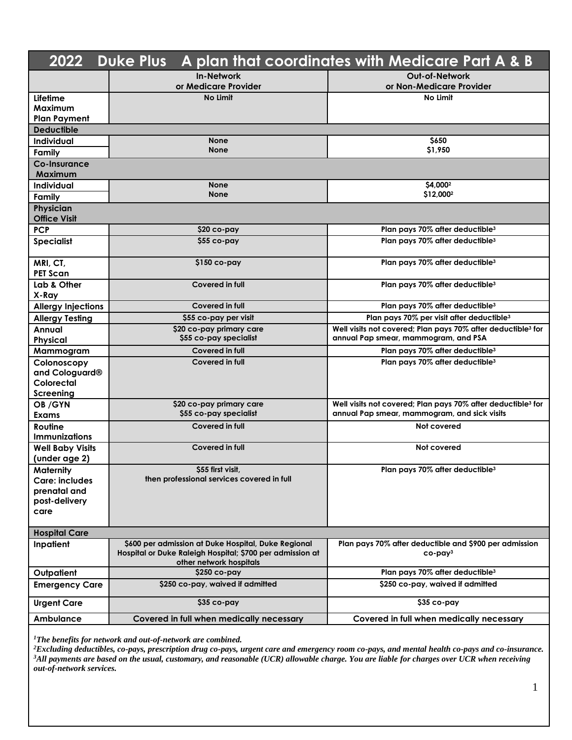# 2022 Duke Plus A plan that coordinates with Medicare Part A & B

| | In-Network or Medicare Provider | Out-of-Network or Non-Medicare Provider |
|---|---|---|
| **Lifetime Maximum Plan Payment** | No Limit | No Limit |
| **Deductible** | | |
| **Individual** | None | $650 |
| **Family** | None | $1,950 |
| **Co-Insurance Maximum** | | |
| **Individual** | None | $4,000[2] |
| **Family** | None | $12,000[2] |
| **Physician Office Visit** | | |
| **PCP** | $20 co-pay | Plan pays 70% after deductible[3] |
| **Specialist** | $55 co-pay | Plan pays 70% after deductible[3] |
| **MRI, CT, PET Scan** | $150 co-pay | Plan pays 70% after deductible[3] |
| **Lab & Other X-Ray** | Covered in full | Plan pays 70% after deductible[3] |
| **Allergy Injections** | Covered in full | Plan pays 70% after deductible[3] |
| **Allergy Testing** | $55 co-pay per visit | Plan pays 70% per visit after deductible[3] |
| **Annual Physical** | $20 co-pay primary care<br>$55 co-pay specialist | Well visits not covered; Plan pays 70% after deductible[3] for annual Pap smear, mammogram, and PSA |
| **Mammogram** | Covered in full | Plan pays 70% after deductible[3] |
| **Colonoscopy and Cologuard® Colorectal Screening** | Covered in full | Plan pays 70% after deductible[3] |
| **OB /GYN Exams** | $20 co-pay primary care<br>$55 co-pay specialist | Well visits not covered; Plan pays 70% after deductible[3] for annual Pap smear, mammogram, and sick visits |
| **Routine Immunizations** | Covered in full | Not covered |
| **Well Baby Visits (under age 2)** | Covered in full | Not covered |
| **Maternity Care: includes prenatal and post-delivery care** | $55 first visit,<br>then professional services covered in full | Plan pays 70% after deductible[3] |
| **Hospital Care** | | |
| **Inpatient** | $600 per admission at Duke Hospital, Duke Regional Hospital or Duke Raleigh Hospital; $700 per admission at other network hospitals | Plan pays 70% after deductible and $900 per admission co-pay[3] |
| **Outpatient** | $250 co-pay | Plan pays 70% after deductible[3] |
| **Emergency Care** | $250 co-pay, waived if admitted | $250 co-pay, waived if admitted |
| **Urgent Care** | $35 co-pay | $35 co-pay |
| **Ambulance** | Covered in full when medically necessary | Covered in full when medically necessary |

*[1]The benefits for network and out-of-network are combined.*
*[2]Excluding deductibles, co-pays, prescription drug co-pays, urgent care and emergency room co-pays, and mental health co-pays and co-insurance.*
*[3]All payments are based on the usual, customary, and reasonable (UCR) allowable charge. You are liable for charges over UCR when receiving out-of-network services.*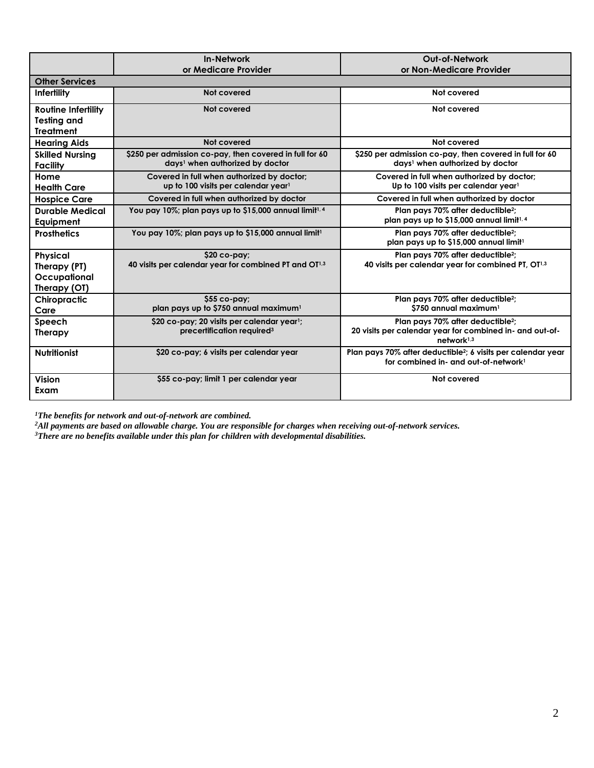| | In-Network or Medicare Provider | Out-of-Network or Non-Medicare Provider |
|---|---|---|
| **Other Services** | | |
| **Infertility** | Not covered | Not covered |
| **Routine Infertility Testing and Treatment** | Not covered | Not covered |
| **Hearing Aids** | Not covered | Not covered |
| **Skilled Nursing Facility** | $250 per admission co-pay, then covered in full for 60 days[1] when authorized by doctor | $250 per admission co-pay, then covered in full for 60 days[1] when authorized by doctor |
| **Home Health Care** | Covered in full when authorized by doctor; up to 100 visits per calendar year[1] | Covered in full when authorized by doctor; Up to 100 visits per calendar year[1] |
| **Hospice Care** | Covered in full when authorized by doctor | Covered in full when authorized by doctor |
| **Durable Medical Equipment** | You pay 10%; plan pays up to $15,000 annual limit[1, 4] | Plan pays 70% after deductible[2]; plan pays up to $15,000 annual limit[1, 4] |
| **Prosthetics** | You pay 10%; plan pays up to $15,000 annual limit[1] | Plan pays 70% after deductible[2]; plan pays up to $15,000 annual limit[1] |
| **Physical Therapy (PT) Occupational Therapy (OT)** | $20 co-pay; 40 visits per calendar year for combined PT and OT[1,3] | Plan pays 70% after deductible[2]; 40 visits per calendar year for combined PT, OT[1,3] |
| **Chiropractic Care** | $55 co-pay; plan pays up to $750 annual maximum[1] | Plan pays 70% after deductible[2]; $750 annual maximum[1] |
| **Speech Therapy** | $20 co-pay; 20 visits per calendar year[1]; precertification required[3] | Plan pays 70% after deductible[2]; 20 visits per calendar year for combined in- and out-of-network[1,3] |
| **Nutritionist** | $20 co-pay; 6 visits per calendar year | Plan pays 70% after deductible[2]; 6 visits per calendar year for combined in- and out-of-network[1] |
| **Vision Exam** | $55 co-pay; limit 1 per calendar year | Not covered |

*[1]The benefits for network and out-of-network are combined.*
*[2]All payments are based on allowable charge. You are responsible for charges when receiving out-of-network services.*
*[3]There are no benefits available under this plan for children with developmental disabilities.*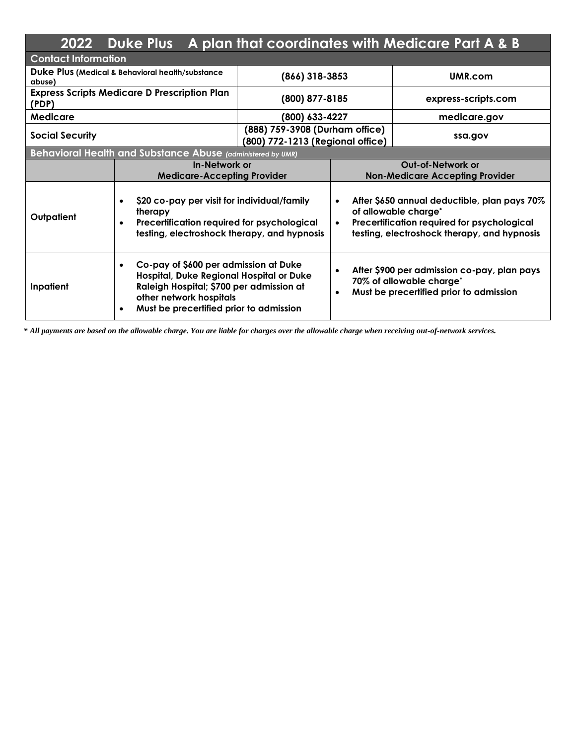# 2022 Duke Plus A plan that coordinates with Medicare Part A & B

## Contact Information

| | | |
|---|---|---|
| **Duke Plus** (Medical & Behavioral health/substance abuse) | (866) 318-3853 | UMR.com |
| **Express Scripts Medicare D Prescription Plan (PDP)** | (800) 877-8185 | express-scripts.com |
| **Medicare** | (800) 633-4227 | medicare.gov |
| **Social Security** | (888) 759-3908 (Durham office)<br>(800) 772-1213 (Regional office) | ssa.gov |

## Behavioral Health and Substance Abuse *(administered by UMR)*

| | In-Network or Medicare-Accepting Provider | Out-of-Network or Non-Medicare Accepting Provider |
|---|---|---|
| **Outpatient** | • $20 co-pay per visit for individual/family therapy<br>• Precertification required for psychological testing, electroshock therapy, and hypnosis | • After $650 annual deductible, plan pays 70% of allowable charge*<br>• Precertification required for psychological testing, electroshock therapy, and hypnosis |
| **Inpatient** | • Co-pay of $600 per admission at Duke Hospital, Duke Regional Hospital or Duke Raleigh Hospital; $700 per admission at other network hospitals<br>• Must be precertified prior to admission | • After $900 per admission co-pay, plan pays 70% of allowable charge*<br>• Must be precertified prior to admission |

***** *All payments are based on the allowable charge. You are liable for charges over the allowable charge when receiving out-of-network services.*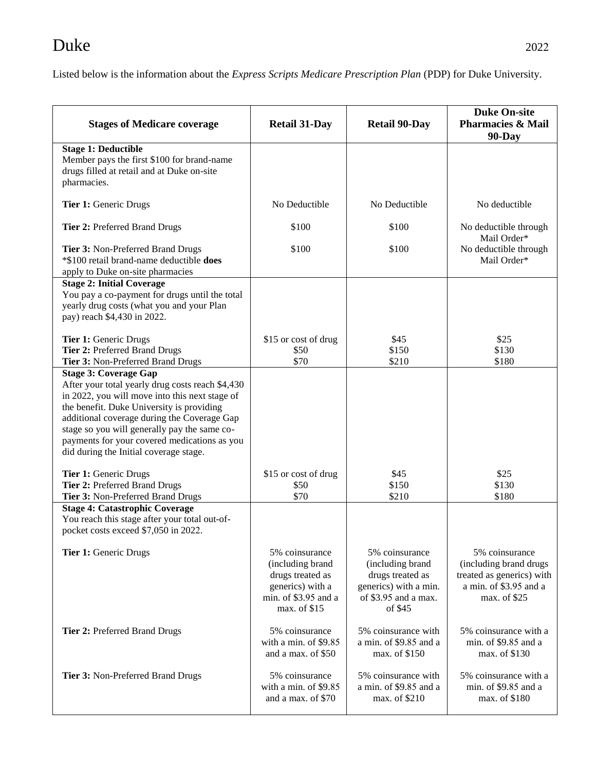# Duke

2022

Listed below is the information about the *Express Scripts Medicare Prescription Plan* (PDP) for Duke University.

| Stages of Medicare coverage | Retail 31-Day | Retail 90-Day | Duke On-site Pharmacies & Mail 90-Day |
|---|---|---|---|
| **Stage 1: Deductible**<br>Member pays the first $100 for brand-name drugs filled at retail and at Duke on-site pharmacies. | | | |
| **Tier 1:** Generic Drugs | No Deductible | No Deductible | No deductible |
| **Tier 2:** Preferred Brand Drugs | $100 | $100 | No deductible through Mail Order* |
| **Tier 3:** Non-Preferred Brand Drugs<br>*$100 retail brand-name deductible **does** apply to Duke on-site pharmacies | $100 | $100 | No deductible through Mail Order* |
| **Stage 2: Initial Coverage**<br>You pay a co-payment for drugs until the total yearly drug costs (what you and your Plan pay) reach $4,430 in 2022. | | | |
| **Tier 1:** Generic Drugs | $15 or cost of drug | $45 | $25 |
| **Tier 2:** Preferred Brand Drugs | $50 | $150 | $130 |
| **Tier 3:** Non-Preferred Brand Drugs | $70 | $210 | $180 |
| **Stage 3: Coverage Gap**<br>After your total yearly drug costs reach $4,430 in 2022, you will move into this next stage of the benefit. Duke University is providing additional coverage during the Coverage Gap stage so you will generally pay the same co-payments for your covered medications as you did during the Initial coverage stage. | | | |
| **Tier 1:** Generic Drugs | $15 or cost of drug | $45 | $25 |
| **Tier 2:** Preferred Brand Drugs | $50 | $150 | $130 |
| **Tier 3:** Non-Preferred Brand Drugs | $70 | $210 | $180 |
| **Stage 4: Catastrophic Coverage**<br>You reach this stage after your total out-of-pocket costs exceed $7,050 in 2022. | | | |
| **Tier 1:** Generic Drugs | 5% coinsurance (including brand drugs treated as generics) with a min. of $3.95 and a max. of $15 | 5% coinsurance (including brand drugs treated as generics) with a min. of $3.95 and a max. of $45 | 5% coinsurance (including brand drugs treated as generics) with a min. of $3.95 and a max. of $25 |
| **Tier 2:** Preferred Brand Drugs | 5% coinsurance with a min. of $9.85 and a max. of $50 | 5% coinsurance with a min. of $9.85 and a max. of $150 | 5% coinsurance with a min. of $9.85 and a max. of $130 |
| **Tier 3:** Non-Preferred Brand Drugs | 5% coinsurance with a min. of $9.85 and a max. of $70 | 5% coinsurance with a min. of $9.85 and a max. of $210 | 5% coinsurance with a min. of $9.85 and a max. of $180 |